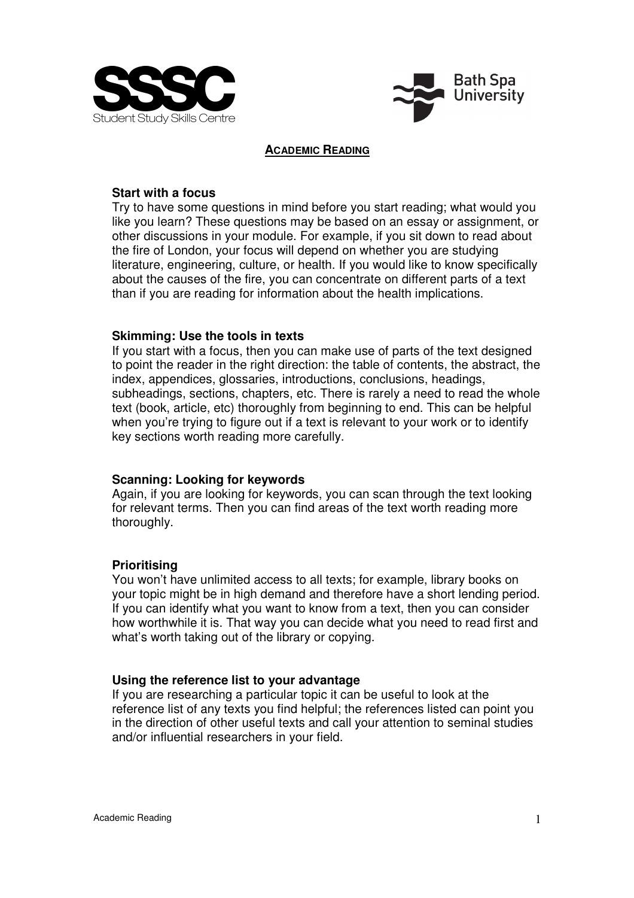# ACADEMIC READING

**Start with a focus**

Try to have some questions in mind before you start reading; what would you like you learn? These questions may be based on an essay or assignment, or other discussions in your module. For example, if you sit down to read about the fire of London, your focus will depend on whether you are studying literature, engineering, culture, or health. If you would like to know specifically about the causes of the fire, you can concentrate on different parts of a text than if you are reading for information about the health implications.

**Skimming: Use the tools in texts**

If you start with a focus, then you can make use of parts of the text designed to point the reader in the right direction: the table of contents, the abstract, the index, appendices, glossaries, introductions, conclusions, headings, subheadings, sections, chapters, etc. There is rarely a need to read the whole text (book, article, etc) thoroughly from beginning to end. This can be helpful when you're trying to figure out if a text is relevant to your work or to identify key sections worth reading more carefully.

**Scanning: Looking for keywords**

Again, if you are looking for keywords, you can scan through the text looking for relevant terms. Then you can find areas of the text worth reading more thoroughly.

**Prioritising**

You won't have unlimited access to all texts; for example, library books on your topic might be in high demand and therefore have a short lending period. If you can identify what you want to know from a text, then you can consider how worthwhile it is. That way you can decide what you need to read first and what's worth taking out of the library or copying.

**Using the reference list to your advantage**

If you are researching a particular topic it can be useful to look at the reference list of any texts you find helpful; the references listed can point you in the direction of other useful texts and call your attention to seminal studies and/or influential researchers in your field.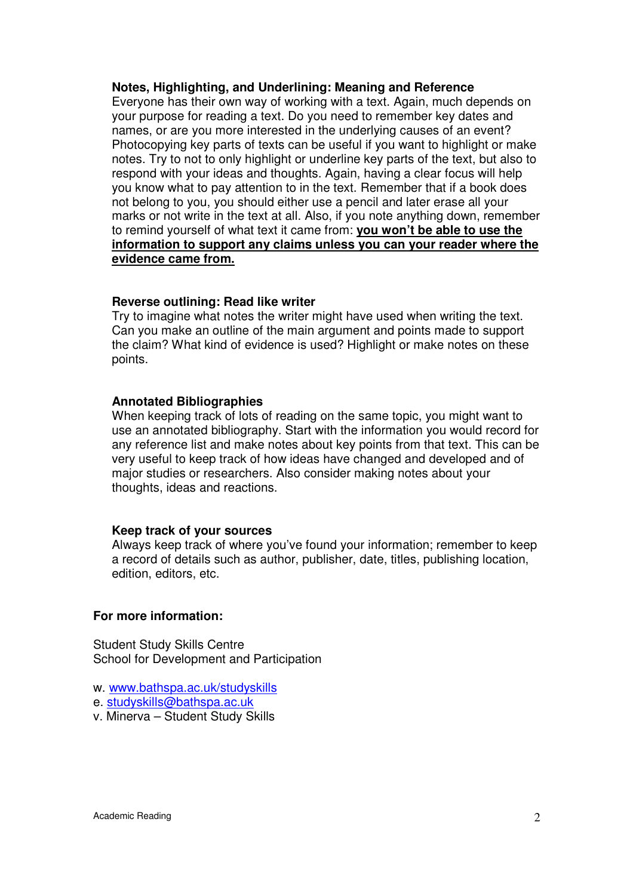### Notes, Highlighting, and Underlining: Meaning and Reference

Everyone has their own way of working with a text. Again, much depends on your purpose for reading a text. Do you need to remember key dates and names, or are you more interested in the underlying causes of an event? Photocopying key parts of texts can be useful if you want to highlight or make notes. Try to not to only highlight or underline key parts of the text, but also to respond with your ideas and thoughts. Again, having a clear focus will help you know what to pay attention to in the text. Remember that if a book does not belong to you, you should either use a pencil and later erase all your marks or not write in the text at all. Also, if you note anything down, remember to remind yourself of what text it came from: **you won't be able to use the information to support any claims unless you can your reader where the evidence came from.**

### Reverse outlining: Read like writer

Try to imagine what notes the writer might have used when writing the text. Can you make an outline of the main argument and points made to support the claim? What kind of evidence is used? Highlight or make notes on these points.

### Annotated Bibliographies

When keeping track of lots of reading on the same topic, you might want to use an annotated bibliography. Start with the information you would record for any reference list and make notes about key points from that text. This can be very useful to keep track of how ideas have changed and developed and of major studies or researchers. Also consider making notes about your thoughts, ideas and reactions.

### Keep track of your sources

Always keep track of where you've found your information; remember to keep a record of details such as author, publisher, date, titles, publishing location, edition, editors, etc.

**For more information:**

Student Study Skills Centre
School for Development and Participation

w. www.bathspa.ac.uk/studyskills
e. studyskills@bathspa.ac.uk
v. Minerva – Student Study Skills